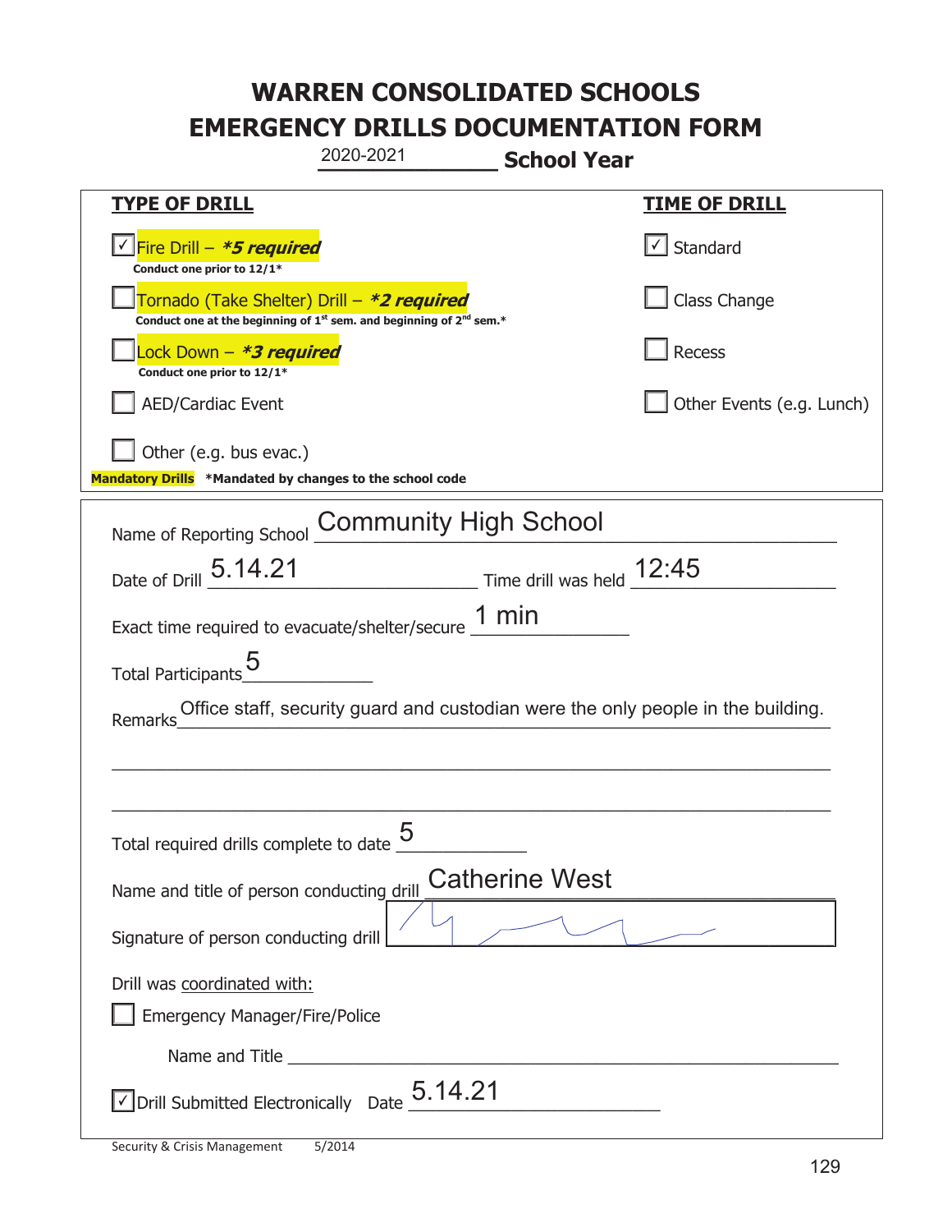# WARREN CONSOLIDATED SCHOOLS
# EMERGENCY DRILLS DOCUMENTATION FORM

2020-2021 **School Year**

| **TYPE OF DRILL** | **TIME OF DRILL** |
|---|---|
| ☑ Fire Drill – ***5 required*** <br> **Conduct one prior to 12/1*** | ☑ Standard |
| ☐ Tornado (Take Shelter) Drill – ***2 required*** <br> **Conduct one at the beginning of 1st sem. and beginning of 2nd sem.*** | ☐ Class Change |
| ☐ Lock Down – ***3 required*** <br> **Conduct one prior to 12/1*** | ☐ Recess |
| ☐ AED/Cardiac Event | ☐ Other Events (e.g. Lunch) |
| ☐ Other (e.g. bus evac.) | |

**Mandatory Drills** ***Mandated by changes to the school code**

Name of Reporting School: Community High School

Date of Drill: 5.14.21 Time drill was held: 12:45

Exact time required to evacuate/shelter/secure: 1 min

Total Participants: 5

Remarks: Office staff, security guard and custodian were the only people in the building.

Total required drills complete to date: 5

Name and title of person conducting drill: Catherine West

Signature of person conducting drill: [signature]

Drill was coordinated with:

☐ Emergency Manager/Fire/Police

Name and Title: ______________________

☑ Drill Submitted Electronically Date: 5.14.21

Security & Crisis Management 5/2014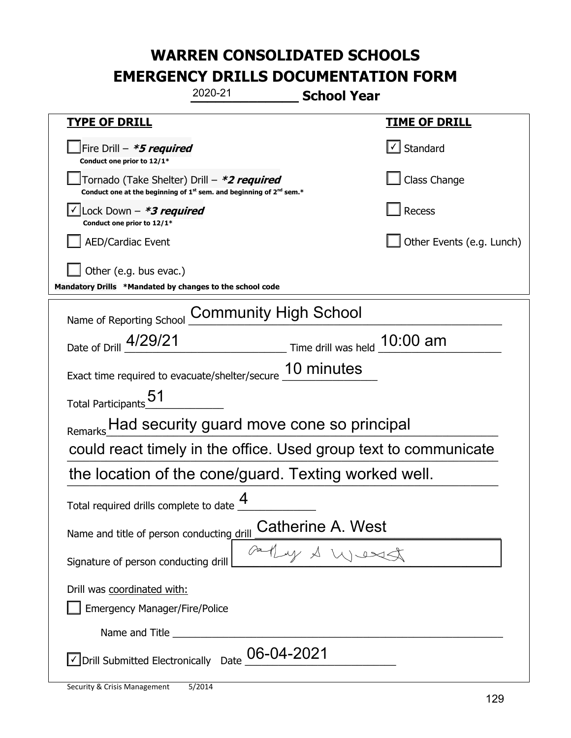# WARREN CONSOLIDATED SCHOOLS
# EMERGENCY DRILLS DOCUMENTATION FORM

2020-21 **School Year**

| **TYPE OF DRILL** | **TIME OF DRILL** |
|---|---|
| ☐ Fire Drill – ***5 required*** <br> **Conduct one prior to 12/1*** | ☑ Standard |
| ☐ Tornado (Take Shelter) Drill – ***2 required*** <br> **Conduct one at the beginning of 1st sem. and beginning of 2nd sem.*** | ☐ Class Change |
| ☑ Lock Down – ***3 required*** <br> **Conduct one prior to 12/1*** | ☐ Recess |
| ☐ AED/Cardiac Event | ☐ Other Events (e.g. Lunch) |
| ☐ Other (e.g. bus evac.) | |

**Mandatory Drills \*Mandated by changes to the school code**

Name of Reporting School: Community High School

Date of Drill: 4/29/21 Time drill was held: 10:00 am

Exact time required to evacuate/shelter/secure: 10 minutes

Total Participants: 51

Remarks: Had security guard move cone so principal could react timely in the office. Used group text to communicate the location of the cone/guard. Texting worked well.

Total required drills complete to date: 4

Name and title of person conducting drill: Catherine A. West

Signature of person conducting drill: Cathy A West

Drill was coordinated with:

☐ Emergency Manager/Fire/Police

Name and Title \_\_\_\_\_\_\_\_\_\_\_\_\_\_\_\_\_\_\_\_

☑ Drill Submitted Electronically Date 06-04-2021

Security & Crisis Management 5/2014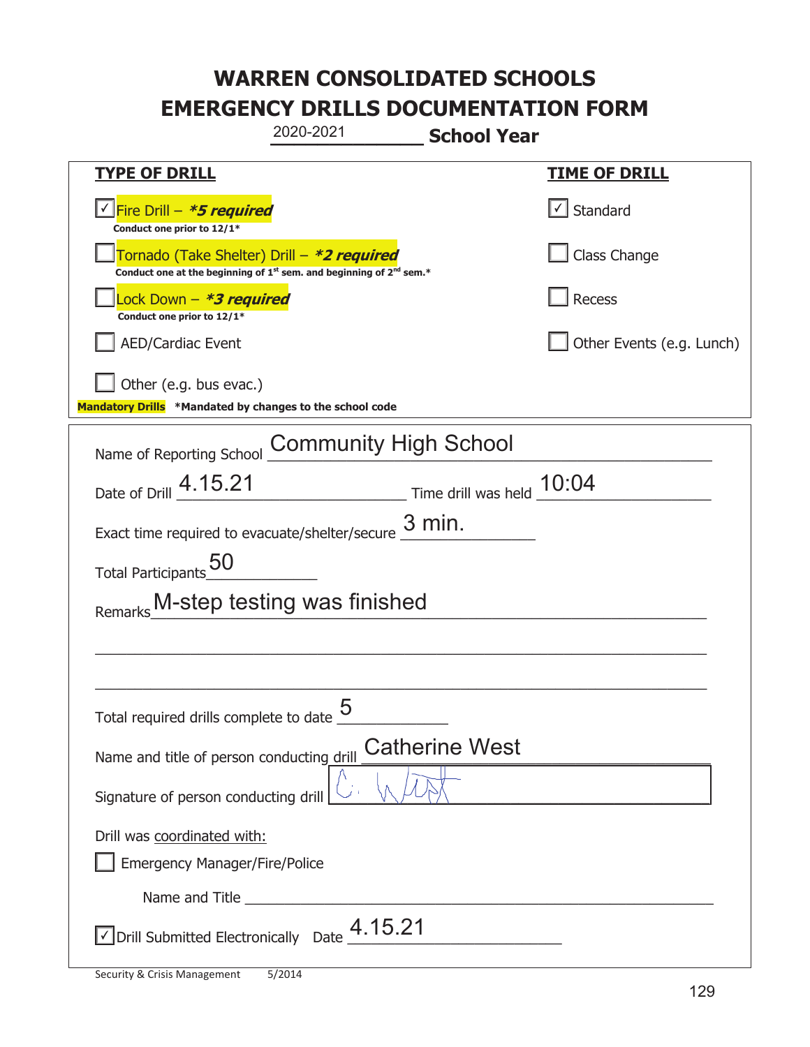# WARREN CONSOLIDATED SCHOOLS
# EMERGENCY DRILLS DOCUMENTATION FORM

2020-2021 **School Year**

| **TYPE OF DRILL** | **TIME OF DRILL** |
|---|---|
| ☑ Fire Drill – ***5 required***<br>**Conduct one prior to 12/1*** | ☑ Standard |
| ☐ Tornado (Take Shelter) Drill – ***2 required***<br>**Conduct one at the beginning of 1st sem. and beginning of 2nd sem.*** | ☐ Class Change |
| ☐ Lock Down – ***3 required***<br>**Conduct one prior to 12/1*** | ☐ Recess |
| ☐ AED/Cardiac Event | ☐ Other Events (e.g. Lunch) |
| ☐ Other (e.g. bus evac.) | |

**Mandatory Drills** **\*Mandated by changes to the school code**

Name of Reporting School: Community High School

Date of Drill: 4.15.21 Time drill was held: 10:04

Exact time required to evacuate/shelter/secure: 3 min.

Total Participants: 50

Remarks: M-step testing was finished

Total required drills complete to date: 5

Name and title of person conducting drill: Catherine West

Signature of person conducting drill: C. West

Drill was coordinated with:

☐ Emergency Manager/Fire/Police

Name and Title: ____________________

☑ Drill Submitted Electronically Date: 4.15.21

Security & Crisis Management 5/2014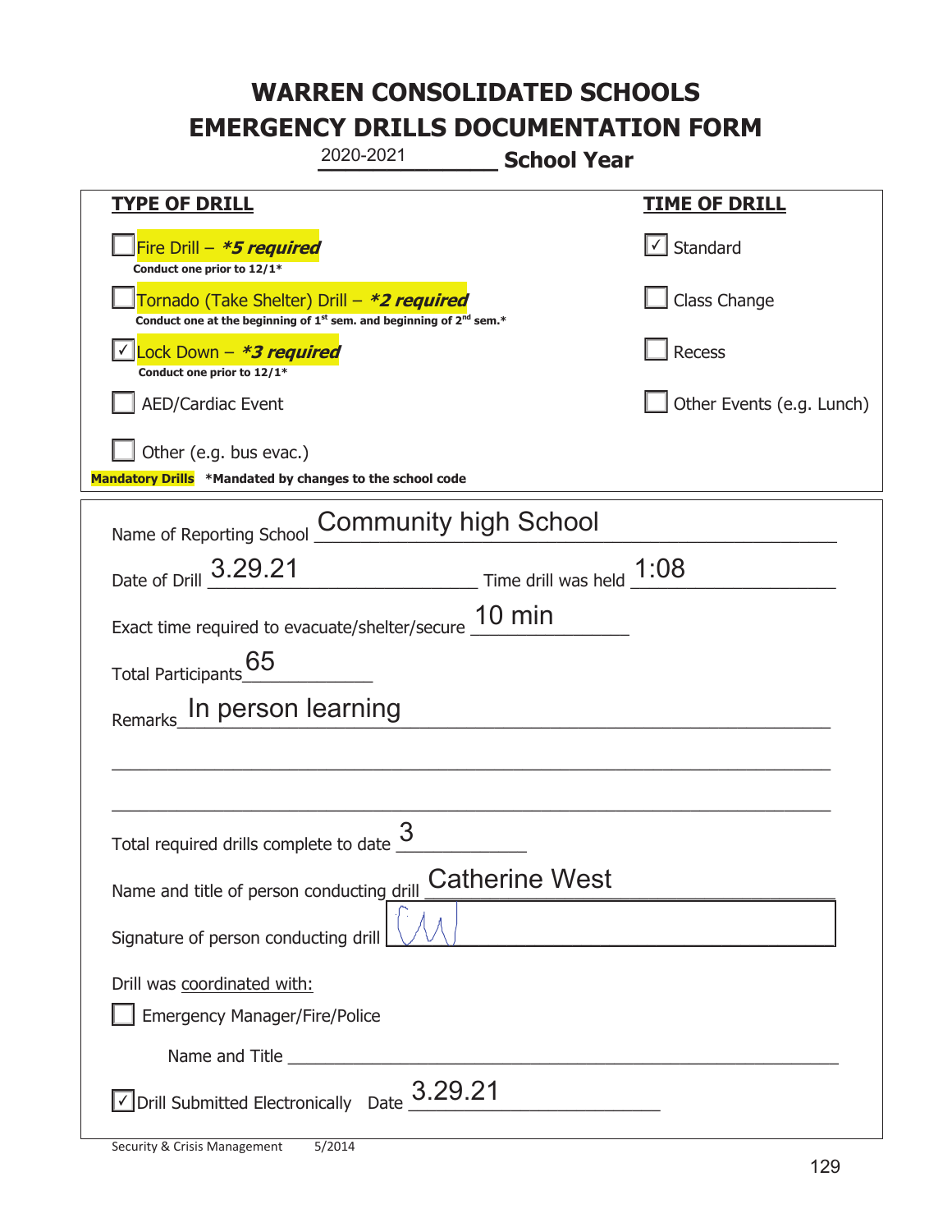# WARREN CONSOLIDATED SCHOOLS
# EMERGENCY DRILLS DOCUMENTATION FORM

2020-2021 **School Year**

| **TYPE OF DRILL** | **TIME OF DRILL** |
|---|---|
| ☐ Fire Drill – ***5 required*** <br> **Conduct one prior to 12/1*** | ☑ Standard |
| ☐ Tornado (Take Shelter) Drill – ***2 required*** <br> **Conduct one at the beginning of 1st sem. and beginning of 2nd sem.*** | ☐ Class Change |
| ☑ Lock Down – ***3 required*** <br> **Conduct one prior to 12/1*** | ☐ Recess |
| ☐ AED/Cardiac Event | ☐ Other Events (e.g. Lunch) |
| ☐ Other (e.g. bus evac.) | |

**Mandatory Drills** ***Mandated by changes to the school code**

Name of Reporting School: Community high School

Date of Drill: 3.29.21 Time drill was held: 1:08

Exact time required to evacuate/shelter/secure: 10 min

Total Participants: 65

Remarks: In person learning

Total required drills complete to date: 3

Name and title of person conducting drill: Catherine West

Signature of person conducting drill: CW

Drill was coordinated with:

☐ Emergency Manager/Fire/Police

Name and Title ______________________

☑ Drill Submitted Electronically Date: 3.29.21

Security & Crisis Management 5/2014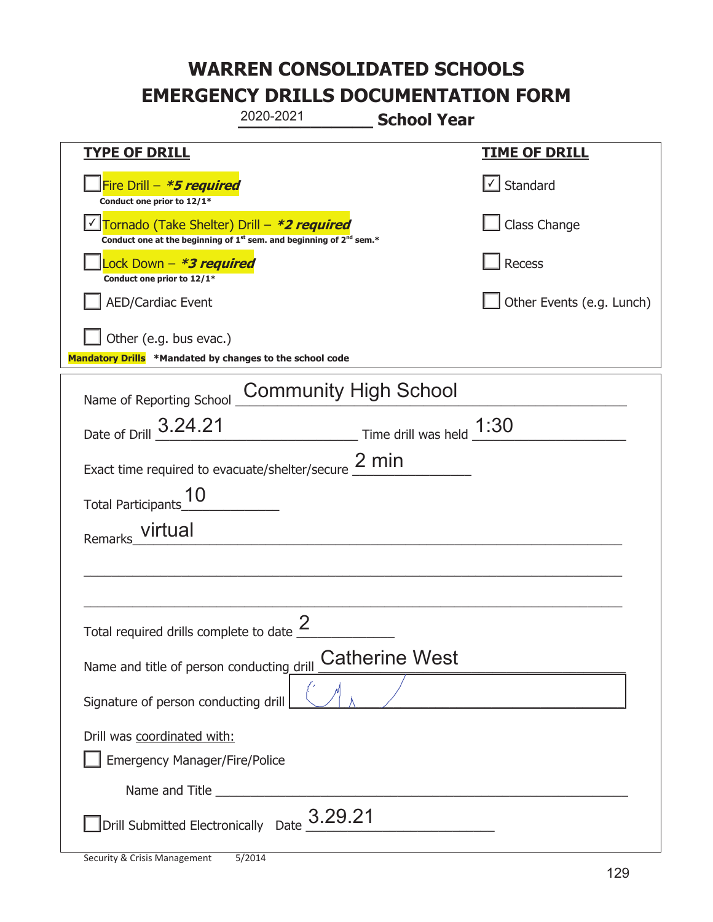# WARREN CONSOLIDATED SCHOOLS
# EMERGENCY DRILLS DOCUMENTATION FORM

2020-2021 **School Year**

| **TYPE OF DRILL** | **TIME OF DRILL** |
|---|---|
| ☐ Fire Drill – ***5 required*** <br> **Conduct one prior to 12/1*** | ☑ Standard |
| ☑ Tornado (Take Shelter) Drill – ***2 required*** <br> **Conduct one at the beginning of 1st sem. and beginning of 2nd sem.*** | ☐ Class Change |
| ☐ Lock Down – ***3 required*** <br> **Conduct one prior to 12/1*** | ☐ Recess |
| ☐ AED/Cardiac Event | ☐ Other Events (e.g. Lunch) |
| ☐ Other (e.g. bus evac.) | |

**Mandatory Drills** **\*Mandated by changes to the school code**

Name of Reporting School: Community High School

Date of Drill: 3.24.21  Time drill was held: 1:30

Exact time required to evacuate/shelter/secure: 2 min

Total Participants: 10

Remarks: virtual

Total required drills complete to date: 2

Name and title of person conducting drill: Catherine West

Signature of person conducting drill: [signature]

Drill was coordinated with:

☐ Emergency Manager/Fire/Police

Name and Title: ____________________

☐ Drill Submitted Electronically  Date: 3.29.21

Security & Crisis Management  5/2014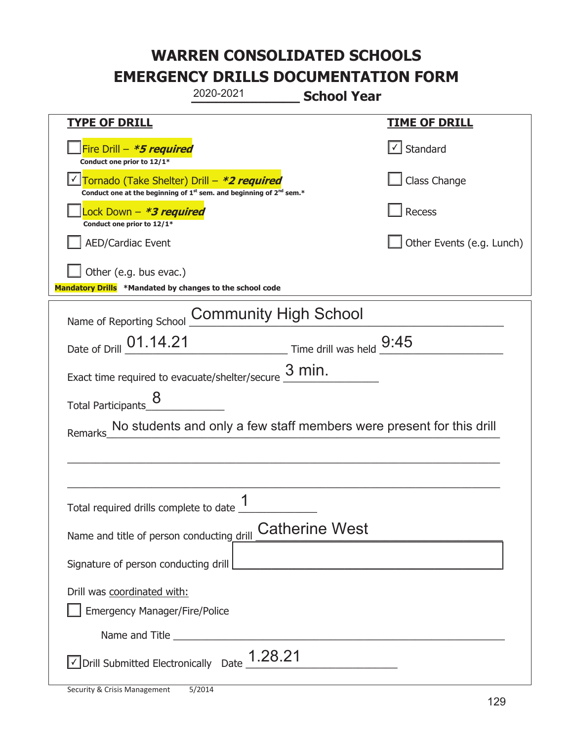# WARREN CONSOLIDATED SCHOOLS
# EMERGENCY DRILLS DOCUMENTATION FORM

2020-2021 **School Year**

| **TYPE OF DRILL** | **TIME OF DRILL** |
|---|---|
| ☐ Fire Drill – ***5 required*** <br> **Conduct one prior to 12/1*** | ☑ Standard |
| ☑ Tornado (Take Shelter) Drill – ***2 required*** <br> **Conduct one at the beginning of 1st sem. and beginning of 2nd sem.*** | ☐ Class Change |
| ☐ Lock Down – ***3 required*** <br> **Conduct one prior to 12/1*** | ☐ Recess |
| ☐ AED/Cardiac Event | ☐ Other Events (e.g. Lunch) |
| ☐ Other (e.g. bus evac.) | |

**Mandatory Drills** ***Mandated by changes to the school code**

Name of Reporting School: Community High School

Date of Drill: 01.14.21 Time drill was held: 9:45

Exact time required to evacuate/shelter/secure: 3 min.

Total Participants: 8

Remarks: No students and only a few staff members were present for this drill

Total required drills complete to date: 1

Name and title of person conducting drill: Catherine West

Signature of person conducting drill: ____________________

Drill was coordinated with:

☐ Emergency Manager/Fire/Police

Name and Title ____________________

☑ Drill Submitted Electronically Date 1.28.21

Security & Crisis Management 5/2014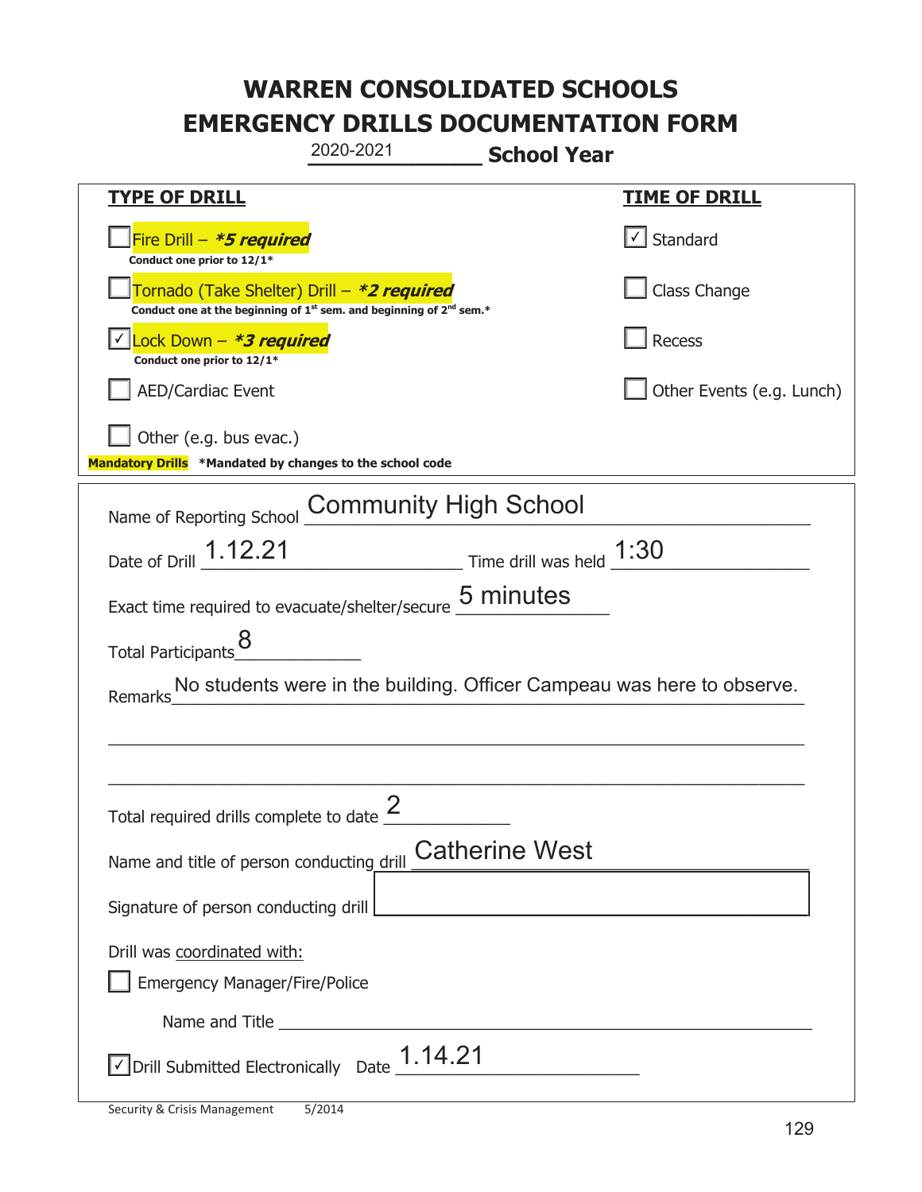# WARREN CONSOLIDATED SCHOOLS
# EMERGENCY DRILLS DOCUMENTATION FORM

2020-2021 **School Year**

| **TYPE OF DRILL** | **TIME OF DRILL** |
|---|---|
| ☐ Fire Drill – ***5 required*** <br> **Conduct one prior to 12/1*** | ☑ Standard |
| ☐ Tornado (Take Shelter) Drill – ***2 required*** <br> **Conduct one at the beginning of 1st sem. and beginning of 2nd sem.*** | ☐ Class Change |
| ☑ Lock Down – ***3 required*** <br> **Conduct one prior to 12/1*** | ☐ Recess |
| ☐ AED/Cardiac Event | ☐ Other Events (e.g. Lunch) |
| ☐ Other (e.g. bus evac.) | |

**Mandatory Drills** ***Mandated by changes to the school code**

Name of Reporting School: Community High School

Date of Drill: 1.12.21 Time drill was held: 1:30

Exact time required to evacuate/shelter/secure: 5 minutes

Total Participants: 8

Remarks: No students were in the building. Officer Campeau was here to observe.

Total required drills complete to date: 2

Name and title of person conducting drill: Catherine West

Signature of person conducting drill: 

Drill was coordinated with:

☐ Emergency Manager/Fire/Police

Name and Title: 

☑ Drill Submitted Electronically Date: 1.14.21

Security & Crisis Management 5/2014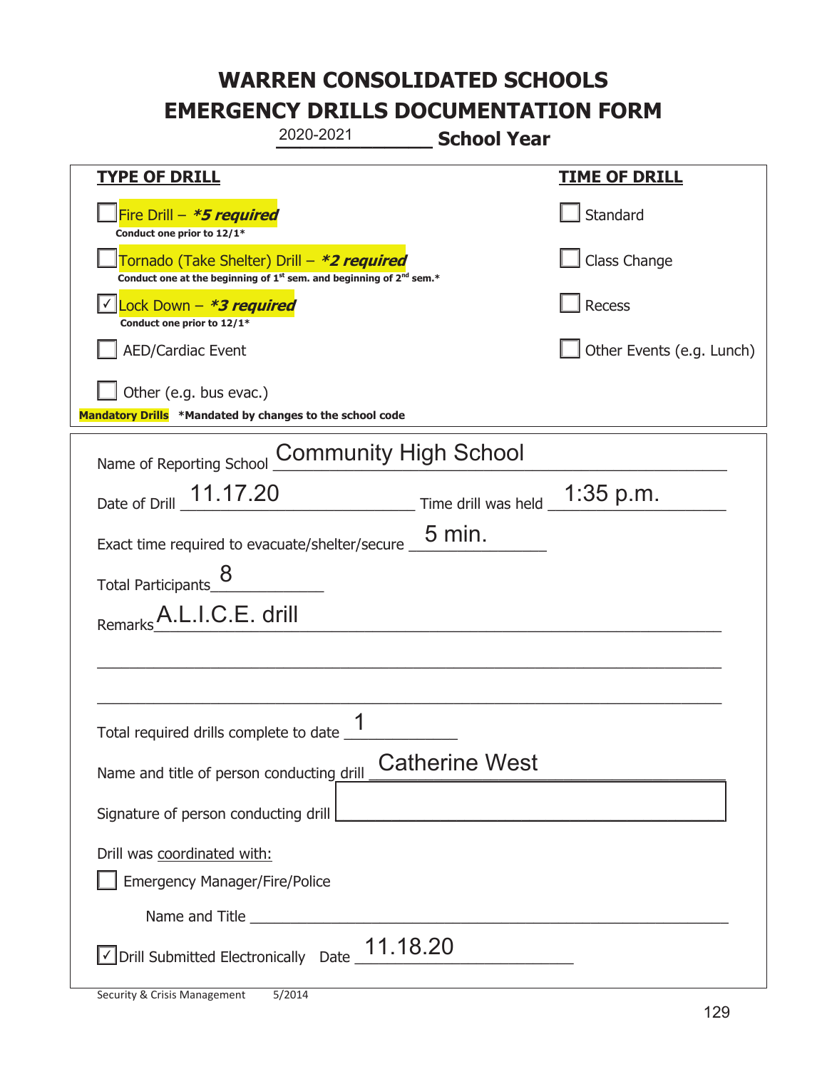# WARREN CONSOLIDATED SCHOOLS
# EMERGENCY DRILLS DOCUMENTATION FORM

2020-2021 **School Year**

| **TYPE OF DRILL** | **TIME OF DRILL** |
|---|---|
| ☐ Fire Drill – ***\*5 required*** <br> **Conduct one prior to 12/1\*** | ☐ Standard |
| ☐ Tornado (Take Shelter) Drill – ***\*2 required*** <br> **Conduct one at the beginning of 1st sem. and beginning of 2nd sem.\*** | ☐ Class Change |
| ☑ Lock Down – ***\*3 required*** <br> **Conduct one prior to 12/1\*** | ☐ Recess |
| ☐ AED/Cardiac Event | ☐ Other Events (e.g. Lunch) |
| ☐ Other (e.g. bus evac.) | |

**Mandatory Drills** **\*Mandated by changes to the school code**

Name of Reporting School: Community High School

Date of Drill: 11.17.20 Time drill was held: 1:35 p.m.

Exact time required to evacuate/shelter/secure: 5 min.

Total Participants: 8

Remarks: A.L.I.C.E. drill

Total required drills complete to date: 1

Name and title of person conducting drill: Catherine West

Signature of person conducting drill:

Drill was coordinated with:

☐ Emergency Manager/Fire/Police

Name and Title:

☑ Drill Submitted Electronically Date: 11.18.20

Security & Crisis Management 5/2014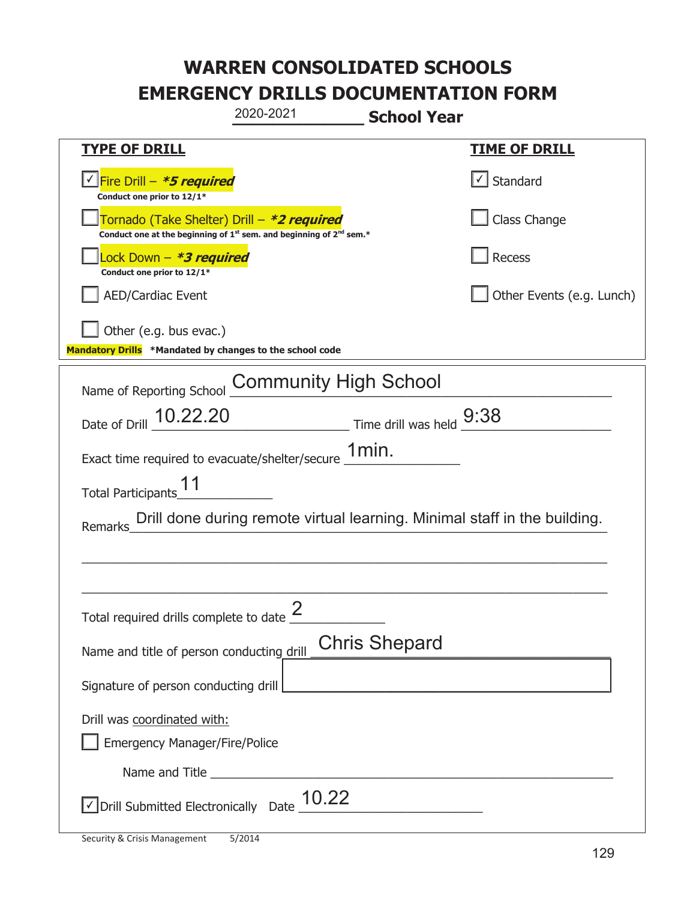# WARREN CONSOLIDATED SCHOOLS
# EMERGENCY DRILLS DOCUMENTATION FORM

2020-2021 **School Year**

| **TYPE OF DRILL** | **TIME OF DRILL** |
|---|---|
| ☑ Fire Drill – ***5 required*** <br> **Conduct one prior to 12/1*** | ☑ Standard |
| ☐ Tornado (Take Shelter) Drill – ***2 required*** <br> **Conduct one at the beginning of 1st sem. and beginning of 2nd sem.*** | ☐ Class Change |
| ☐ Lock Down – ***3 required*** <br> **Conduct one prior to 12/1*** | ☐ Recess |
| ☐ AED/Cardiac Event | ☐ Other Events (e.g. Lunch) |
| ☐ Other (e.g. bus evac.) | |

**Mandatory Drills** ***Mandated by changes to the school code**

Name of Reporting School: Community High School

Date of Drill: 10.22.20 Time drill was held: 9:38

Exact time required to evacuate/shelter/secure: 1min.

Total Participants: 11

Remarks: Drill done during remote virtual learning. Minimal staff in the building.

Total required drills complete to date: 2

Name and title of person conducting drill: Chris Shepard

Signature of person conducting drill: 

Drill was coordinated with:

☐ Emergency Manager/Fire/Police

Name and Title: 

☑ Drill Submitted Electronically Date: 10.22

Security & Crisis Management 5/2014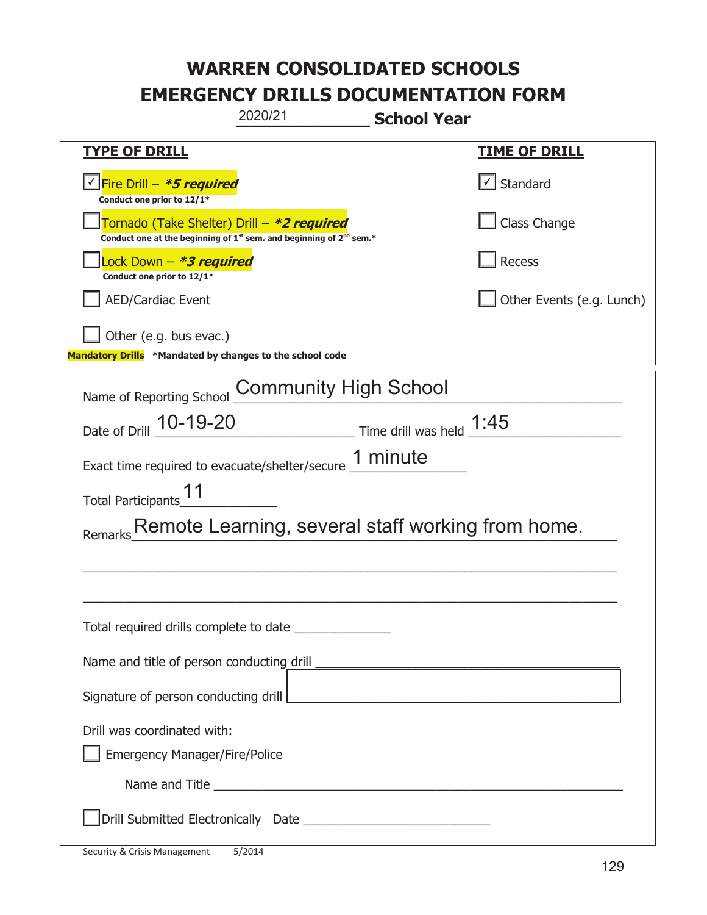# WARREN CONSOLIDATED SCHOOLS
# EMERGENCY DRILLS DOCUMENTATION FORM

2020/21 **School Year**

| **TYPE OF DRILL** | **TIME OF DRILL** |
|---|---|
| ☑ Fire Drill – ***5 required*** <br> **Conduct one prior to 12/1*** | ☑ Standard |
| ☐ Tornado (Take Shelter) Drill – ***2 required*** <br> **Conduct one at the beginning of 1st sem. and beginning of 2nd sem.*** | ☐ Class Change |
| ☐ Lock Down – ***3 required*** <br> **Conduct one prior to 12/1*** | ☐ Recess |
| ☐ AED/Cardiac Event | ☐ Other Events (e.g. Lunch) |
| ☐ Other (e.g. bus evac.) | |

**Mandatory Drills** **\*Mandated by changes to the school code**

Name of Reporting School Community High School

Date of Drill 10-19-20 Time drill was held 1:45

Exact time required to evacuate/shelter/secure 1 minute

Total Participants 11

Remarks Remote Learning, several staff working from home.

Total required drills complete to date ______________

Name and title of person conducting drill ______________

Signature of person conducting drill ______________

Drill was coordinated with:

☐ Emergency Manager/Fire/Police

Name and Title ______________

☐ Drill Submitted Electronically Date ______________

Security & Crisis Management 5/2014